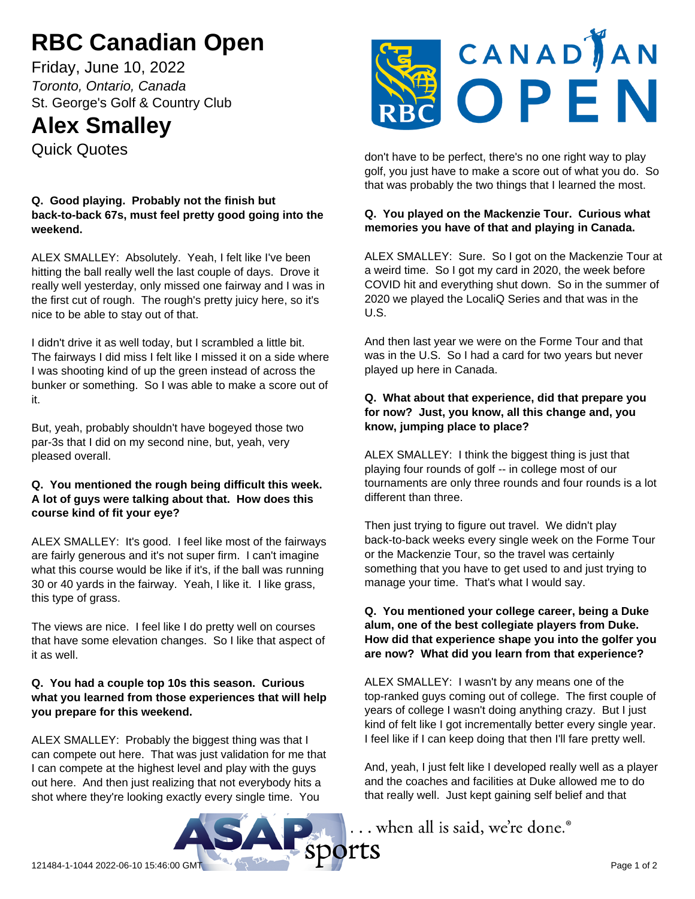# RBC Canadian Open

Friday, June 10, 2022

*Toronto, Ontario, Canada*

St. George's Golf & Country Club

# Alex Smalley

Quick Quotes

**Q. Good playing. Probably not the finish but back-to-back 67s, must feel pretty good going into the weekend.**

ALEX SMALLEY: Absolutely. Yeah, I felt like I've been hitting the ball really well the last couple of days. Drove it really well yesterday, only missed one fairway and I was in the first cut of rough. The rough's pretty juicy here, so it's nice to be able to stay out of that.

I didn't drive it as well today, but I scrambled a little bit. The fairways I did miss I felt like I missed it on a side where I was shooting kind of up the green instead of across the bunker or something. So I was able to make a score out of it.

But, yeah, probably shouldn't have bogeyed those two par-3s that I did on my second nine, but, yeah, very pleased overall.

**Q. You mentioned the rough being difficult this week. A lot of guys were talking about that. How does this course kind of fit your eye?**

ALEX SMALLEY: It's good. I feel like most of the fairways are fairly generous and it's not super firm. I can't imagine what this course would be like if it's, if the ball was running 30 or 40 yards in the fairway. Yeah, I like it. I like grass, this type of grass.

The views are nice. I feel like I do pretty well on courses that have some elevation changes. So I like that aspect of it as well.

**Q. You had a couple top 10s this season. Curious what you learned from those experiences that will help you prepare for this weekend.**

ALEX SMALLEY: Probably the biggest thing was that I can compete out here. That was just validation for me that I can compete at the highest level and play with the guys out here. And then just realizing that not everybody hits a shot where they're looking exactly every single time. You don't have to be perfect, there's no one right way to play golf, you just have to make a score out of what you do. So that was probably the two things that I learned the most.

**Q. You played on the Mackenzie Tour. Curious what memories you have of that and playing in Canada.**

ALEX SMALLEY: Sure. So I got on the Mackenzie Tour at a weird time. So I got my card in 2020, the week before COVID hit and everything shut down. So in the summer of 2020 we played the LocaliQ Series and that was in the U.S.

And then last year we were on the Forme Tour and that was in the U.S. So I had a card for two years but never played up here in Canada.

**Q. What about that experience, did that prepare you for now? Just, you know, all this change and, you know, jumping place to place?**

ALEX SMALLEY: I think the biggest thing is just that playing four rounds of golf -- in college most of our tournaments are only three rounds and four rounds is a lot different than three.

Then just trying to figure out travel. We didn't play back-to-back weeks every single week on the Forme Tour or the Mackenzie Tour, so the travel was certainly something that you have to get used to and just trying to manage your time. That's what I would say.

**Q. You mentioned your college career, being a Duke alum, one of the best collegiate players from Duke. How did that experience shape you into the golfer you are now? What did you learn from that experience?**

ALEX SMALLEY: I wasn't by any means one of the top-ranked guys coming out of college. The first couple of years of college I wasn't doing anything crazy. But I just kind of felt like I got incrementally better every single year. I feel like if I can keep doing that then I'll fare pretty well.

And, yeah, I just felt like I developed really well as a player and the coaches and facilities at Duke allowed me to do that really well. Just kept gaining self belief and that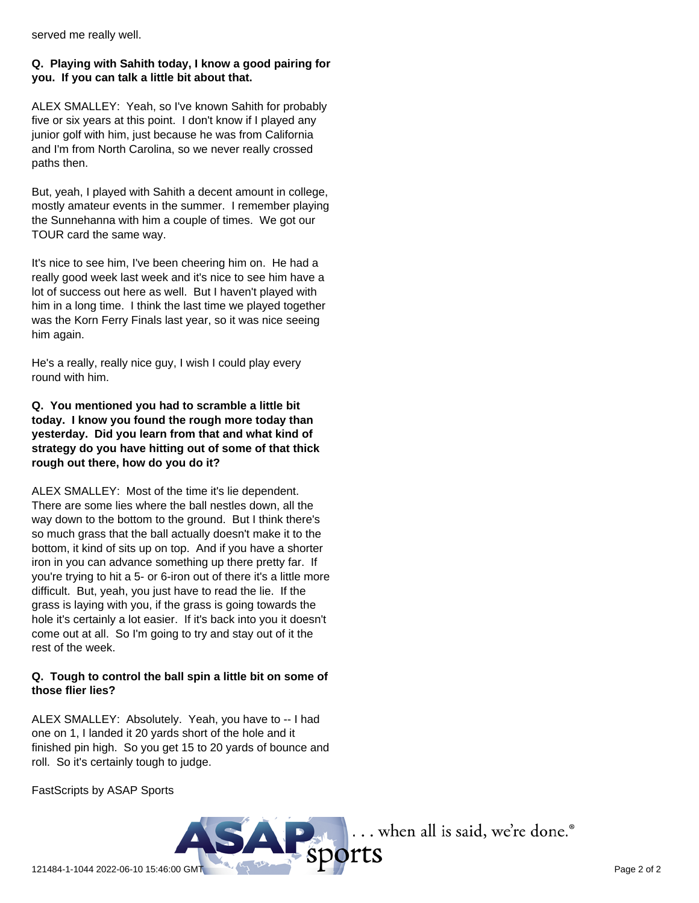served me really well.

**Q. Playing with Sahith today, I know a good pairing for you. If you can talk a little bit about that.**

ALEX SMALLEY: Yeah, so I've known Sahith for probably five or six years at this point. I don't know if I played any junior golf with him, just because he was from California and I'm from North Carolina, so we never really crossed paths then.

But, yeah, I played with Sahith a decent amount in college, mostly amateur events in the summer. I remember playing the Sunnehanna with him a couple of times. We got our TOUR card the same way.

It's nice to see him, I've been cheering him on. He had a really good week last week and it's nice to see him have a lot of success out here as well. But I haven't played with him in a long time. I think the last time we played together was the Korn Ferry Finals last year, so it was nice seeing him again.

He's a really, really nice guy, I wish I could play every round with him.

**Q. You mentioned you had to scramble a little bit today. I know you found the rough more today than yesterday. Did you learn from that and what kind of strategy do you have hitting out of some of that thick rough out there, how do you do it?**

ALEX SMALLEY: Most of the time it's lie dependent. There are some lies where the ball nestles down, all the way down to the bottom to the ground. But I think there's so much grass that the ball actually doesn't make it to the bottom, it kind of sits up on top. And if you have a shorter iron in you can advance something up there pretty far. If you're trying to hit a 5- or 6-iron out of there it's a little more difficult. But, yeah, you just have to read the lie. If the grass is laying with you, if the grass is going towards the hole it's certainly a lot easier. If it's back into you it doesn't come out at all. So I'm going to try and stay out of it the rest of the week.

**Q. Tough to control the ball spin a little bit on some of those flier lies?**

ALEX SMALLEY: Absolutely. Yeah, you have to -- I had one on 1, I landed it 20 yards short of the hole and it finished pin high. So you get 15 to 20 yards of bounce and roll. So it's certainly tough to judge.

FastScripts by ASAP Sports